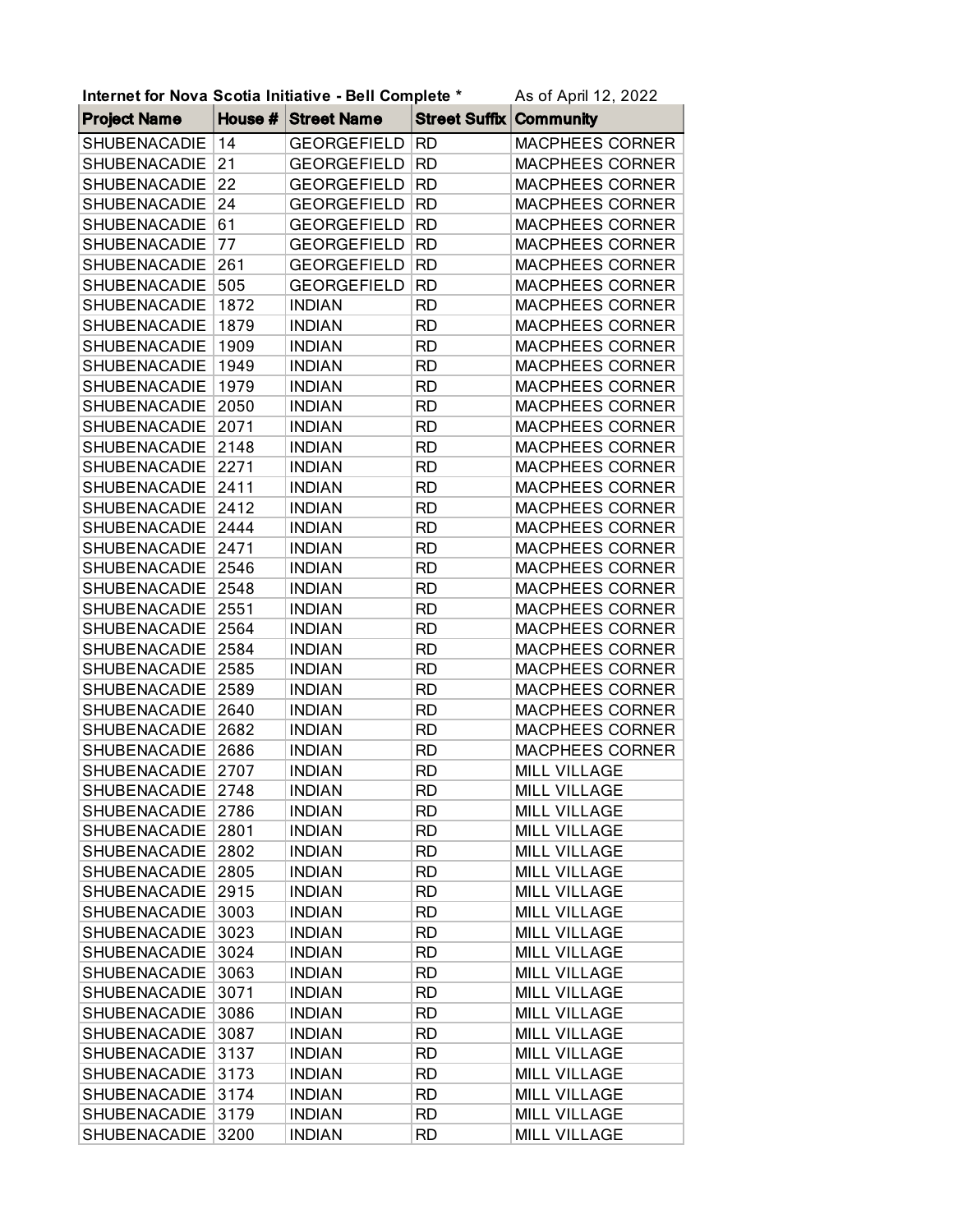**Internet for Nova Scotia Initiative - Bell Complete *** As of April 12, 2022

| Project Name | House # | Street Name | Street Suffix | Community |
|---|---|---|---|---|
| SHUBENACADIE | 14 | GEORGEFIELD | RD | MACPHEES CORNER |
| SHUBENACADIE | 21 | GEORGEFIELD | RD | MACPHEES CORNER |
| SHUBENACADIE | 22 | GEORGEFIELD | RD | MACPHEES CORNER |
| SHUBENACADIE | 24 | GEORGEFIELD | RD | MACPHEES CORNER |
| SHUBENACADIE | 61 | GEORGEFIELD | RD | MACPHEES CORNER |
| SHUBENACADIE | 77 | GEORGEFIELD | RD | MACPHEES CORNER |
| SHUBENACADIE | 261 | GEORGEFIELD | RD | MACPHEES CORNER |
| SHUBENACADIE | 505 | GEORGEFIELD | RD | MACPHEES CORNER |
| SHUBENACADIE | 1872 | INDIAN | RD | MACPHEES CORNER |
| SHUBENACADIE | 1879 | INDIAN | RD | MACPHEES CORNER |
| SHUBENACADIE | 1909 | INDIAN | RD | MACPHEES CORNER |
| SHUBENACADIE | 1949 | INDIAN | RD | MACPHEES CORNER |
| SHUBENACADIE | 1979 | INDIAN | RD | MACPHEES CORNER |
| SHUBENACADIE | 2050 | INDIAN | RD | MACPHEES CORNER |
| SHUBENACADIE | 2071 | INDIAN | RD | MACPHEES CORNER |
| SHUBENACADIE | 2148 | INDIAN | RD | MACPHEES CORNER |
| SHUBENACADIE | 2271 | INDIAN | RD | MACPHEES CORNER |
| SHUBENACADIE | 2411 | INDIAN | RD | MACPHEES CORNER |
| SHUBENACADIE | 2412 | INDIAN | RD | MACPHEES CORNER |
| SHUBENACADIE | 2444 | INDIAN | RD | MACPHEES CORNER |
| SHUBENACADIE | 2471 | INDIAN | RD | MACPHEES CORNER |
| SHUBENACADIE | 2546 | INDIAN | RD | MACPHEES CORNER |
| SHUBENACADIE | 2548 | INDIAN | RD | MACPHEES CORNER |
| SHUBENACADIE | 2551 | INDIAN | RD | MACPHEES CORNER |
| SHUBENACADIE | 2564 | INDIAN | RD | MACPHEES CORNER |
| SHUBENACADIE | 2584 | INDIAN | RD | MACPHEES CORNER |
| SHUBENACADIE | 2585 | INDIAN | RD | MACPHEES CORNER |
| SHUBENACADIE | 2589 | INDIAN | RD | MACPHEES CORNER |
| SHUBENACADIE | 2640 | INDIAN | RD | MACPHEES CORNER |
| SHUBENACADIE | 2682 | INDIAN | RD | MACPHEES CORNER |
| SHUBENACADIE | 2686 | INDIAN | RD | MACPHEES CORNER |
| SHUBENACADIE | 2707 | INDIAN | RD | MILL VILLAGE |
| SHUBENACADIE | 2748 | INDIAN | RD | MILL VILLAGE |
| SHUBENACADIE | 2786 | INDIAN | RD | MILL VILLAGE |
| SHUBENACADIE | 2801 | INDIAN | RD | MILL VILLAGE |
| SHUBENACADIE | 2802 | INDIAN | RD | MILL VILLAGE |
| SHUBENACADIE | 2805 | INDIAN | RD | MILL VILLAGE |
| SHUBENACADIE | 2915 | INDIAN | RD | MILL VILLAGE |
| SHUBENACADIE | 3003 | INDIAN | RD | MILL VILLAGE |
| SHUBENACADIE | 3023 | INDIAN | RD | MILL VILLAGE |
| SHUBENACADIE | 3024 | INDIAN | RD | MILL VILLAGE |
| SHUBENACADIE | 3063 | INDIAN | RD | MILL VILLAGE |
| SHUBENACADIE | 3071 | INDIAN | RD | MILL VILLAGE |
| SHUBENACADIE | 3086 | INDIAN | RD | MILL VILLAGE |
| SHUBENACADIE | 3087 | INDIAN | RD | MILL VILLAGE |
| SHUBENACADIE | 3137 | INDIAN | RD | MILL VILLAGE |
| SHUBENACADIE | 3173 | INDIAN | RD | MILL VILLAGE |
| SHUBENACADIE | 3174 | INDIAN | RD | MILL VILLAGE |
| SHUBENACADIE | 3179 | INDIAN | RD | MILL VILLAGE |
| SHUBENACADIE | 3200 | INDIAN | RD | MILL VILLAGE |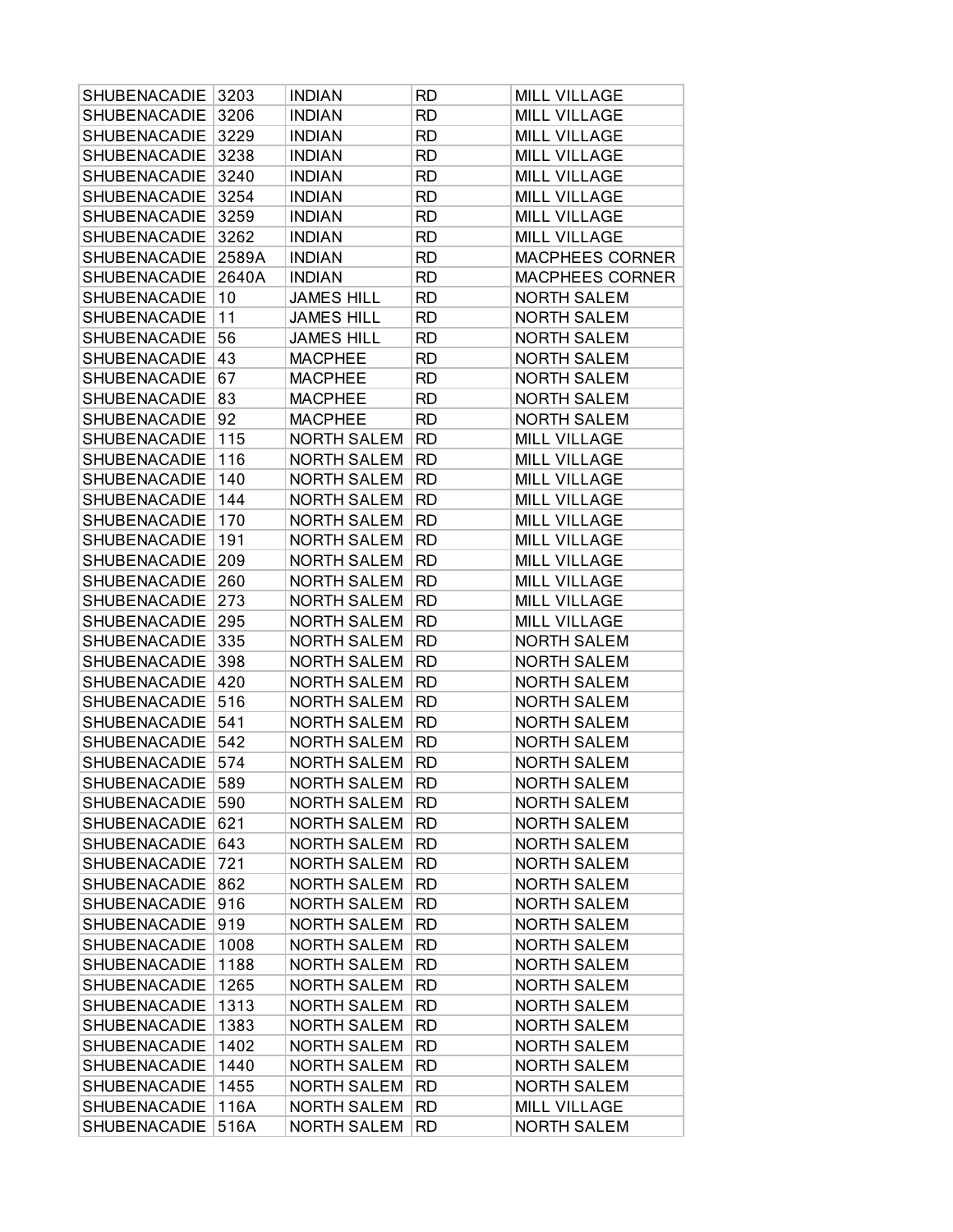| SHUBENACADIE | 3203 | INDIAN | RD | MILL VILLAGE |
|---|---|---|---|---|
| SHUBENACADIE | 3206 | INDIAN | RD | MILL VILLAGE |
| SHUBENACADIE | 3229 | INDIAN | RD | MILL VILLAGE |
| SHUBENACADIE | 3238 | INDIAN | RD | MILL VILLAGE |
| SHUBENACADIE | 3240 | INDIAN | RD | MILL VILLAGE |
| SHUBENACADIE | 3254 | INDIAN | RD | MILL VILLAGE |
| SHUBENACADIE | 3259 | INDIAN | RD | MILL VILLAGE |
| SHUBENACADIE | 3262 | INDIAN | RD | MILL VILLAGE |
| SHUBENACADIE | 2589A | INDIAN | RD | MACPHEES CORNER |
| SHUBENACADIE | 2640A | INDIAN | RD | MACPHEES CORNER |
| SHUBENACADIE | 10 | JAMES HILL | RD | NORTH SALEM |
| SHUBENACADIE | 11 | JAMES HILL | RD | NORTH SALEM |
| SHUBENACADIE | 56 | JAMES HILL | RD | NORTH SALEM |
| SHUBENACADIE | 43 | MACPHEE | RD | NORTH SALEM |
| SHUBENACADIE | 67 | MACPHEE | RD | NORTH SALEM |
| SHUBENACADIE | 83 | MACPHEE | RD | NORTH SALEM |
| SHUBENACADIE | 92 | MACPHEE | RD | NORTH SALEM |
| SHUBENACADIE | 115 | NORTH SALEM | RD | MILL VILLAGE |
| SHUBENACADIE | 116 | NORTH SALEM | RD | MILL VILLAGE |
| SHUBENACADIE | 140 | NORTH SALEM | RD | MILL VILLAGE |
| SHUBENACADIE | 144 | NORTH SALEM | RD | MILL VILLAGE |
| SHUBENACADIE | 170 | NORTH SALEM | RD | MILL VILLAGE |
| SHUBENACADIE | 191 | NORTH SALEM | RD | MILL VILLAGE |
| SHUBENACADIE | 209 | NORTH SALEM | RD | MILL VILLAGE |
| SHUBENACADIE | 260 | NORTH SALEM | RD | MILL VILLAGE |
| SHUBENACADIE | 273 | NORTH SALEM | RD | MILL VILLAGE |
| SHUBENACADIE | 295 | NORTH SALEM | RD | MILL VILLAGE |
| SHUBENACADIE | 335 | NORTH SALEM | RD | NORTH SALEM |
| SHUBENACADIE | 398 | NORTH SALEM | RD | NORTH SALEM |
| SHUBENACADIE | 420 | NORTH SALEM | RD | NORTH SALEM |
| SHUBENACADIE | 516 | NORTH SALEM | RD | NORTH SALEM |
| SHUBENACADIE | 541 | NORTH SALEM | RD | NORTH SALEM |
| SHUBENACADIE | 542 | NORTH SALEM | RD | NORTH SALEM |
| SHUBENACADIE | 574 | NORTH SALEM | RD | NORTH SALEM |
| SHUBENACADIE | 589 | NORTH SALEM | RD | NORTH SALEM |
| SHUBENACADIE | 590 | NORTH SALEM | RD | NORTH SALEM |
| SHUBENACADIE | 621 | NORTH SALEM | RD | NORTH SALEM |
| SHUBENACADIE | 643 | NORTH SALEM | RD | NORTH SALEM |
| SHUBENACADIE | 721 | NORTH SALEM | RD | NORTH SALEM |
| SHUBENACADIE | 862 | NORTH SALEM | RD | NORTH SALEM |
| SHUBENACADIE | 916 | NORTH SALEM | RD | NORTH SALEM |
| SHUBENACADIE | 919 | NORTH SALEM | RD | NORTH SALEM |
| SHUBENACADIE | 1008 | NORTH SALEM | RD | NORTH SALEM |
| SHUBENACADIE | 1188 | NORTH SALEM | RD | NORTH SALEM |
| SHUBENACADIE | 1265 | NORTH SALEM | RD | NORTH SALEM |
| SHUBENACADIE | 1313 | NORTH SALEM | RD | NORTH SALEM |
| SHUBENACADIE | 1383 | NORTH SALEM | RD | NORTH SALEM |
| SHUBENACADIE | 1402 | NORTH SALEM | RD | NORTH SALEM |
| SHUBENACADIE | 1440 | NORTH SALEM | RD | NORTH SALEM |
| SHUBENACADIE | 1455 | NORTH SALEM | RD | NORTH SALEM |
| SHUBENACADIE | 116A | NORTH SALEM | RD | MILL VILLAGE |
| SHUBENACADIE | 516A | NORTH SALEM | RD | NORTH SALEM |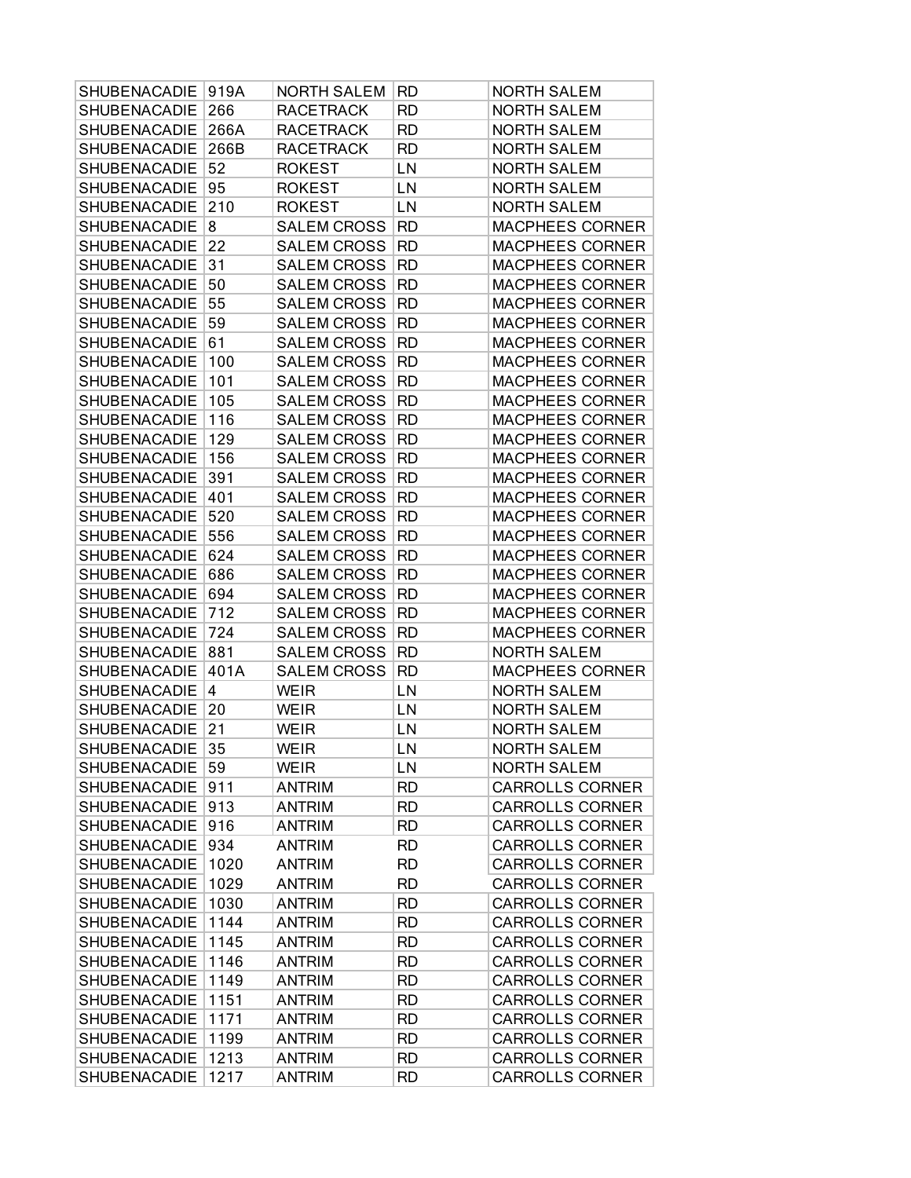| SHUBENACADIE | 919A | NORTH SALEM | RD | NORTH SALEM |
|---|---|---|---|---|
| SHUBENACADIE | 266 | RACETRACK | RD | NORTH SALEM |
| SHUBENACADIE | 266A | RACETRACK | RD | NORTH SALEM |
| SHUBENACADIE | 266B | RACETRACK | RD | NORTH SALEM |
| SHUBENACADIE | 52 | ROKEST | LN | NORTH SALEM |
| SHUBENACADIE | 95 | ROKEST | LN | NORTH SALEM |
| SHUBENACADIE | 210 | ROKEST | LN | NORTH SALEM |
| SHUBENACADIE | 8 | SALEM CROSS | RD | MACPHEES CORNER |
| SHUBENACADIE | 22 | SALEM CROSS | RD | MACPHEES CORNER |
| SHUBENACADIE | 31 | SALEM CROSS | RD | MACPHEES CORNER |
| SHUBENACADIE | 50 | SALEM CROSS | RD | MACPHEES CORNER |
| SHUBENACADIE | 55 | SALEM CROSS | RD | MACPHEES CORNER |
| SHUBENACADIE | 59 | SALEM CROSS | RD | MACPHEES CORNER |
| SHUBENACADIE | 61 | SALEM CROSS | RD | MACPHEES CORNER |
| SHUBENACADIE | 100 | SALEM CROSS | RD | MACPHEES CORNER |
| SHUBENACADIE | 101 | SALEM CROSS | RD | MACPHEES CORNER |
| SHUBENACADIE | 105 | SALEM CROSS | RD | MACPHEES CORNER |
| SHUBENACADIE | 116 | SALEM CROSS | RD | MACPHEES CORNER |
| SHUBENACADIE | 129 | SALEM CROSS | RD | MACPHEES CORNER |
| SHUBENACADIE | 156 | SALEM CROSS | RD | MACPHEES CORNER |
| SHUBENACADIE | 391 | SALEM CROSS | RD | MACPHEES CORNER |
| SHUBENACADIE | 401 | SALEM CROSS | RD | MACPHEES CORNER |
| SHUBENACADIE | 520 | SALEM CROSS | RD | MACPHEES CORNER |
| SHUBENACADIE | 556 | SALEM CROSS | RD | MACPHEES CORNER |
| SHUBENACADIE | 624 | SALEM CROSS | RD | MACPHEES CORNER |
| SHUBENACADIE | 686 | SALEM CROSS | RD | MACPHEES CORNER |
| SHUBENACADIE | 694 | SALEM CROSS | RD | MACPHEES CORNER |
| SHUBENACADIE | 712 | SALEM CROSS | RD | MACPHEES CORNER |
| SHUBENACADIE | 724 | SALEM CROSS | RD | MACPHEES CORNER |
| SHUBENACADIE | 881 | SALEM CROSS | RD | NORTH SALEM |
| SHUBENACADIE | 401A | SALEM CROSS | RD | MACPHEES CORNER |
| SHUBENACADIE | 4 | WEIR | LN | NORTH SALEM |
| SHUBENACADIE | 20 | WEIR | LN | NORTH SALEM |
| SHUBENACADIE | 21 | WEIR | LN | NORTH SALEM |
| SHUBENACADIE | 35 | WEIR | LN | NORTH SALEM |
| SHUBENACADIE | 59 | WEIR | LN | NORTH SALEM |
| SHUBENACADIE | 911 | ANTRIM | RD | CARROLLS CORNER |
| SHUBENACADIE | 913 | ANTRIM | RD | CARROLLS CORNER |
| SHUBENACADIE | 916 | ANTRIM | RD | CARROLLS CORNER |
| SHUBENACADIE | 934 | ANTRIM | RD | CARROLLS CORNER |
| SHUBENACADIE | 1020 | ANTRIM | RD | CARROLLS CORNER |
| SHUBENACADIE | 1029 | ANTRIM | RD | CARROLLS CORNER |
| SHUBENACADIE | 1030 | ANTRIM | RD | CARROLLS CORNER |
| SHUBENACADIE | 1144 | ANTRIM | RD | CARROLLS CORNER |
| SHUBENACADIE | 1145 | ANTRIM | RD | CARROLLS CORNER |
| SHUBENACADIE | 1146 | ANTRIM | RD | CARROLLS CORNER |
| SHUBENACADIE | 1149 | ANTRIM | RD | CARROLLS CORNER |
| SHUBENACADIE | 1151 | ANTRIM | RD | CARROLLS CORNER |
| SHUBENACADIE | 1171 | ANTRIM | RD | CARROLLS CORNER |
| SHUBENACADIE | 1199 | ANTRIM | RD | CARROLLS CORNER |
| SHUBENACADIE | 1213 | ANTRIM | RD | CARROLLS CORNER |
| SHUBENACADIE | 1217 | ANTRIM | RD | CARROLLS CORNER |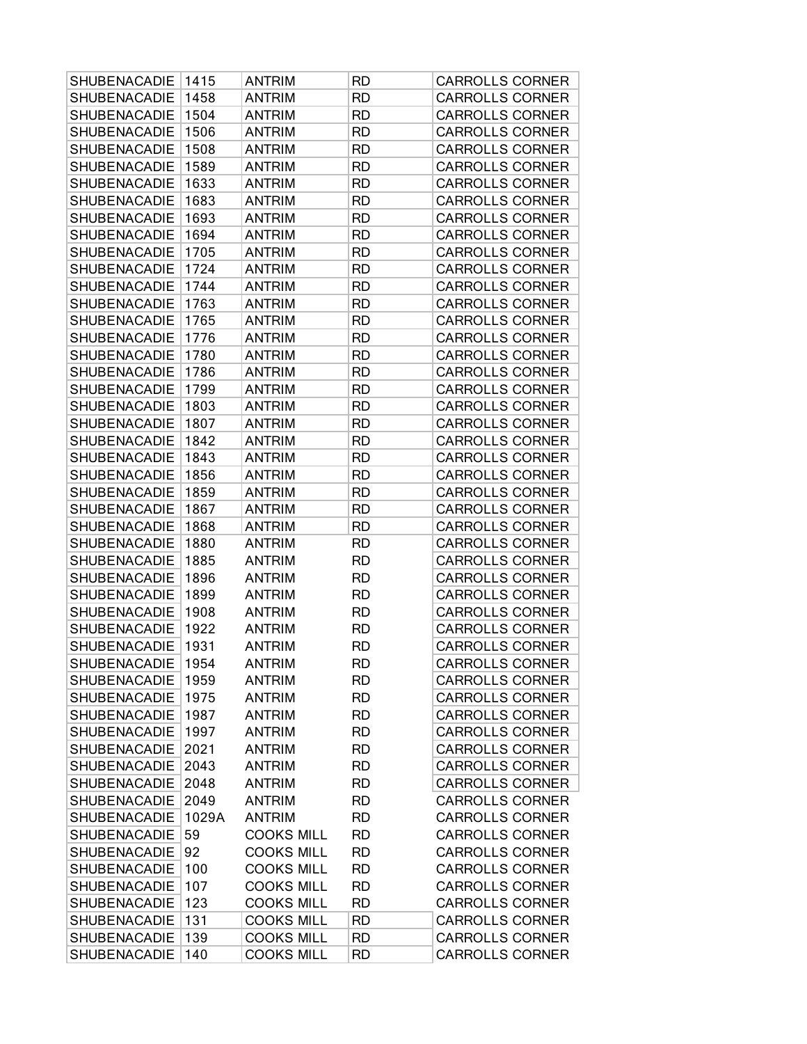| SHUBENACADIE | 1415 | ANTRIM | RD | CARROLLS CORNER |
|---|---|---|---|---|
| SHUBENACADIE | 1458 | ANTRIM | RD | CARROLLS CORNER |
| SHUBENACADIE | 1504 | ANTRIM | RD | CARROLLS CORNER |
| SHUBENACADIE | 1506 | ANTRIM | RD | CARROLLS CORNER |
| SHUBENACADIE | 1508 | ANTRIM | RD | CARROLLS CORNER |
| SHUBENACADIE | 1589 | ANTRIM | RD | CARROLLS CORNER |
| SHUBENACADIE | 1633 | ANTRIM | RD | CARROLLS CORNER |
| SHUBENACADIE | 1683 | ANTRIM | RD | CARROLLS CORNER |
| SHUBENACADIE | 1693 | ANTRIM | RD | CARROLLS CORNER |
| SHUBENACADIE | 1694 | ANTRIM | RD | CARROLLS CORNER |
| SHUBENACADIE | 1705 | ANTRIM | RD | CARROLLS CORNER |
| SHUBENACADIE | 1724 | ANTRIM | RD | CARROLLS CORNER |
| SHUBENACADIE | 1744 | ANTRIM | RD | CARROLLS CORNER |
| SHUBENACADIE | 1763 | ANTRIM | RD | CARROLLS CORNER |
| SHUBENACADIE | 1765 | ANTRIM | RD | CARROLLS CORNER |
| SHUBENACADIE | 1776 | ANTRIM | RD | CARROLLS CORNER |
| SHUBENACADIE | 1780 | ANTRIM | RD | CARROLLS CORNER |
| SHUBENACADIE | 1786 | ANTRIM | RD | CARROLLS CORNER |
| SHUBENACADIE | 1799 | ANTRIM | RD | CARROLLS CORNER |
| SHUBENACADIE | 1803 | ANTRIM | RD | CARROLLS CORNER |
| SHUBENACADIE | 1807 | ANTRIM | RD | CARROLLS CORNER |
| SHUBENACADIE | 1842 | ANTRIM | RD | CARROLLS CORNER |
| SHUBENACADIE | 1843 | ANTRIM | RD | CARROLLS CORNER |
| SHUBENACADIE | 1856 | ANTRIM | RD | CARROLLS CORNER |
| SHUBENACADIE | 1859 | ANTRIM | RD | CARROLLS CORNER |
| SHUBENACADIE | 1867 | ANTRIM | RD | CARROLLS CORNER |
| SHUBENACADIE | 1868 | ANTRIM | RD | CARROLLS CORNER |
| SHUBENACADIE | 1880 | ANTRIM | RD | CARROLLS CORNER |
| SHUBENACADIE | 1885 | ANTRIM | RD | CARROLLS CORNER |
| SHUBENACADIE | 1896 | ANTRIM | RD | CARROLLS CORNER |
| SHUBENACADIE | 1899 | ANTRIM | RD | CARROLLS CORNER |
| SHUBENACADIE | 1908 | ANTRIM | RD | CARROLLS CORNER |
| SHUBENACADIE | 1922 | ANTRIM | RD | CARROLLS CORNER |
| SHUBENACADIE | 1931 | ANTRIM | RD | CARROLLS CORNER |
| SHUBENACADIE | 1954 | ANTRIM | RD | CARROLLS CORNER |
| SHUBENACADIE | 1959 | ANTRIM | RD | CARROLLS CORNER |
| SHUBENACADIE | 1975 | ANTRIM | RD | CARROLLS CORNER |
| SHUBENACADIE | 1987 | ANTRIM | RD | CARROLLS CORNER |
| SHUBENACADIE | 1997 | ANTRIM | RD | CARROLLS CORNER |
| SHUBENACADIE | 2021 | ANTRIM | RD | CARROLLS CORNER |
| SHUBENACADIE | 2043 | ANTRIM | RD | CARROLLS CORNER |
| SHUBENACADIE | 2048 | ANTRIM | RD | CARROLLS CORNER |
| SHUBENACADIE | 2049 | ANTRIM | RD | CARROLLS CORNER |
| SHUBENACADIE | 1029A | ANTRIM | RD | CARROLLS CORNER |
| SHUBENACADIE | 59 | COOKS MILL | RD | CARROLLS CORNER |
| SHUBENACADIE | 92 | COOKS MILL | RD | CARROLLS CORNER |
| SHUBENACADIE | 100 | COOKS MILL | RD | CARROLLS CORNER |
| SHUBENACADIE | 107 | COOKS MILL | RD | CARROLLS CORNER |
| SHUBENACADIE | 123 | COOKS MILL | RD | CARROLLS CORNER |
| SHUBENACADIE | 131 | COOKS MILL | RD | CARROLLS CORNER |
| SHUBENACADIE | 139 | COOKS MILL | RD | CARROLLS CORNER |
| SHUBENACADIE | 140 | COOKS MILL | RD | CARROLLS CORNER |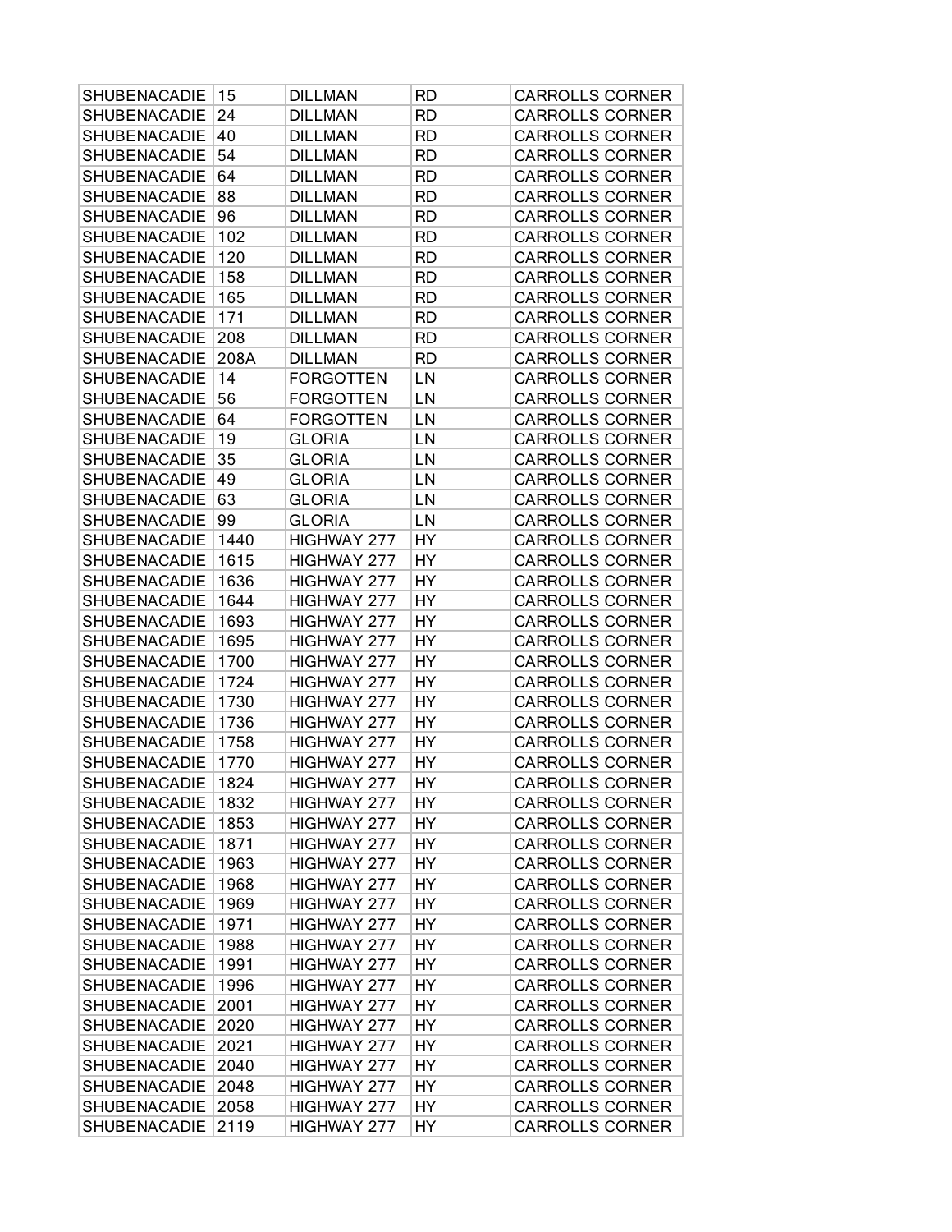| | | | | |
|---|---|---|---|---|
| SHUBENACADIE | 15 | DILLMAN | RD | CARROLLS CORNER |
| SHUBENACADIE | 24 | DILLMAN | RD | CARROLLS CORNER |
| SHUBENACADIE | 40 | DILLMAN | RD | CARROLLS CORNER |
| SHUBENACADIE | 54 | DILLMAN | RD | CARROLLS CORNER |
| SHUBENACADIE | 64 | DILLMAN | RD | CARROLLS CORNER |
| SHUBENACADIE | 88 | DILLMAN | RD | CARROLLS CORNER |
| SHUBENACADIE | 96 | DILLMAN | RD | CARROLLS CORNER |
| SHUBENACADIE | 102 | DILLMAN | RD | CARROLLS CORNER |
| SHUBENACADIE | 120 | DILLMAN | RD | CARROLLS CORNER |
| SHUBENACADIE | 158 | DILLMAN | RD | CARROLLS CORNER |
| SHUBENACADIE | 165 | DILLMAN | RD | CARROLLS CORNER |
| SHUBENACADIE | 171 | DILLMAN | RD | CARROLLS CORNER |
| SHUBENACADIE | 208 | DILLMAN | RD | CARROLLS CORNER |
| SHUBENACADIE | 208A | DILLMAN | RD | CARROLLS CORNER |
| SHUBENACADIE | 14 | FORGOTTEN | LN | CARROLLS CORNER |
| SHUBENACADIE | 56 | FORGOTTEN | LN | CARROLLS CORNER |
| SHUBENACADIE | 64 | FORGOTTEN | LN | CARROLLS CORNER |
| SHUBENACADIE | 19 | GLORIA | LN | CARROLLS CORNER |
| SHUBENACADIE | 35 | GLORIA | LN | CARROLLS CORNER |
| SHUBENACADIE | 49 | GLORIA | LN | CARROLLS CORNER |
| SHUBENACADIE | 63 | GLORIA | LN | CARROLLS CORNER |
| SHUBENACADIE | 99 | GLORIA | LN | CARROLLS CORNER |
| SHUBENACADIE | 1440 | HIGHWAY 277 | HY | CARROLLS CORNER |
| SHUBENACADIE | 1615 | HIGHWAY 277 | HY | CARROLLS CORNER |
| SHUBENACADIE | 1636 | HIGHWAY 277 | HY | CARROLLS CORNER |
| SHUBENACADIE | 1644 | HIGHWAY 277 | HY | CARROLLS CORNER |
| SHUBENACADIE | 1693 | HIGHWAY 277 | HY | CARROLLS CORNER |
| SHUBENACADIE | 1695 | HIGHWAY 277 | HY | CARROLLS CORNER |
| SHUBENACADIE | 1700 | HIGHWAY 277 | HY | CARROLLS CORNER |
| SHUBENACADIE | 1724 | HIGHWAY 277 | HY | CARROLLS CORNER |
| SHUBENACADIE | 1730 | HIGHWAY 277 | HY | CARROLLS CORNER |
| SHUBENACADIE | 1736 | HIGHWAY 277 | HY | CARROLLS CORNER |
| SHUBENACADIE | 1758 | HIGHWAY 277 | HY | CARROLLS CORNER |
| SHUBENACADIE | 1770 | HIGHWAY 277 | HY | CARROLLS CORNER |
| SHUBENACADIE | 1824 | HIGHWAY 277 | HY | CARROLLS CORNER |
| SHUBENACADIE | 1832 | HIGHWAY 277 | HY | CARROLLS CORNER |
| SHUBENACADIE | 1853 | HIGHWAY 277 | HY | CARROLLS CORNER |
| SHUBENACADIE | 1871 | HIGHWAY 277 | HY | CARROLLS CORNER |
| SHUBENACADIE | 1963 | HIGHWAY 277 | HY | CARROLLS CORNER |
| SHUBENACADIE | 1968 | HIGHWAY 277 | HY | CARROLLS CORNER |
| SHUBENACADIE | 1969 | HIGHWAY 277 | HY | CARROLLS CORNER |
| SHUBENACADIE | 1971 | HIGHWAY 277 | HY | CARROLLS CORNER |
| SHUBENACADIE | 1988 | HIGHWAY 277 | HY | CARROLLS CORNER |
| SHUBENACADIE | 1991 | HIGHWAY 277 | HY | CARROLLS CORNER |
| SHUBENACADIE | 1996 | HIGHWAY 277 | HY | CARROLLS CORNER |
| SHUBENACADIE | 2001 | HIGHWAY 277 | HY | CARROLLS CORNER |
| SHUBENACADIE | 2020 | HIGHWAY 277 | HY | CARROLLS CORNER |
| SHUBENACADIE | 2021 | HIGHWAY 277 | HY | CARROLLS CORNER |
| SHUBENACADIE | 2040 | HIGHWAY 277 | HY | CARROLLS CORNER |
| SHUBENACADIE | 2048 | HIGHWAY 277 | HY | CARROLLS CORNER |
| SHUBENACADIE | 2058 | HIGHWAY 277 | HY | CARROLLS CORNER |
| SHUBENACADIE | 2119 | HIGHWAY 277 | HY | CARROLLS CORNER |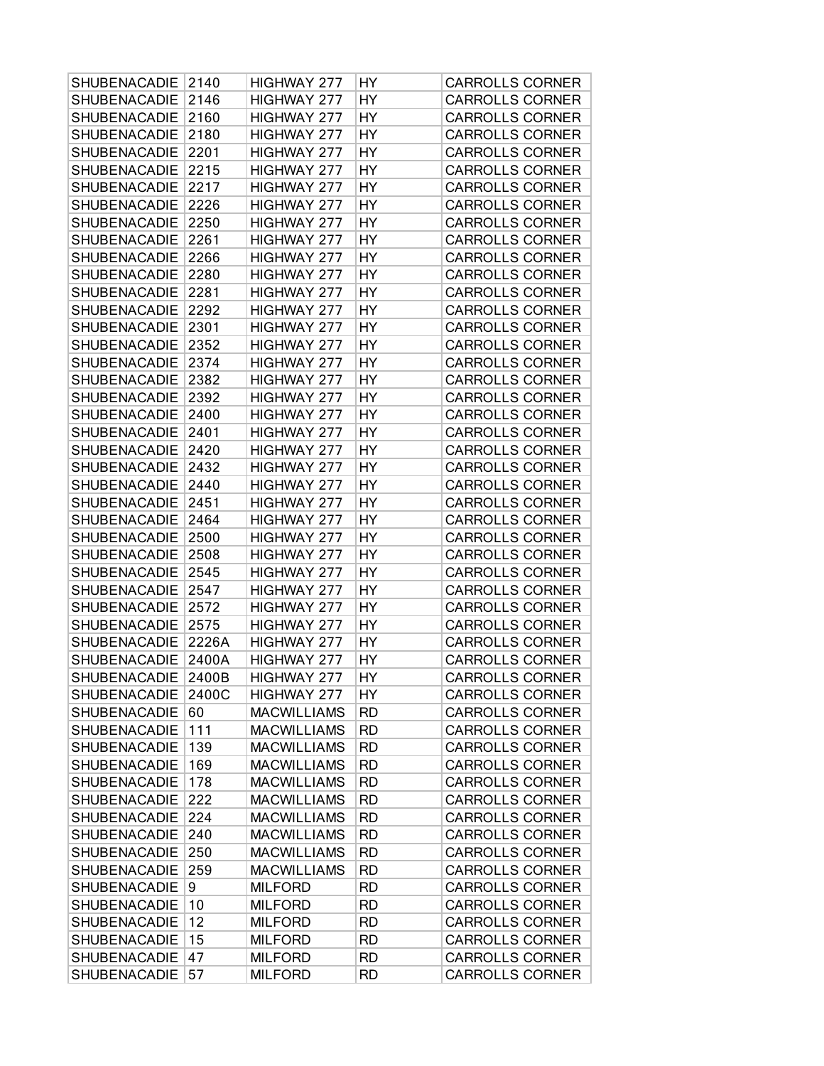| | | | | |
|---|---|---|---|---|
| SHUBENACADIE | 2140 | HIGHWAY 277 | HY | CARROLLS CORNER |
| SHUBENACADIE | 2146 | HIGHWAY 277 | HY | CARROLLS CORNER |
| SHUBENACADIE | 2160 | HIGHWAY 277 | HY | CARROLLS CORNER |
| SHUBENACADIE | 2180 | HIGHWAY 277 | HY | CARROLLS CORNER |
| SHUBENACADIE | 2201 | HIGHWAY 277 | HY | CARROLLS CORNER |
| SHUBENACADIE | 2215 | HIGHWAY 277 | HY | CARROLLS CORNER |
| SHUBENACADIE | 2217 | HIGHWAY 277 | HY | CARROLLS CORNER |
| SHUBENACADIE | 2226 | HIGHWAY 277 | HY | CARROLLS CORNER |
| SHUBENACADIE | 2250 | HIGHWAY 277 | HY | CARROLLS CORNER |
| SHUBENACADIE | 2261 | HIGHWAY 277 | HY | CARROLLS CORNER |
| SHUBENACADIE | 2266 | HIGHWAY 277 | HY | CARROLLS CORNER |
| SHUBENACADIE | 2280 | HIGHWAY 277 | HY | CARROLLS CORNER |
| SHUBENACADIE | 2281 | HIGHWAY 277 | HY | CARROLLS CORNER |
| SHUBENACADIE | 2292 | HIGHWAY 277 | HY | CARROLLS CORNER |
| SHUBENACADIE | 2301 | HIGHWAY 277 | HY | CARROLLS CORNER |
| SHUBENACADIE | 2352 | HIGHWAY 277 | HY | CARROLLS CORNER |
| SHUBENACADIE | 2374 | HIGHWAY 277 | HY | CARROLLS CORNER |
| SHUBENACADIE | 2382 | HIGHWAY 277 | HY | CARROLLS CORNER |
| SHUBENACADIE | 2392 | HIGHWAY 277 | HY | CARROLLS CORNER |
| SHUBENACADIE | 2400 | HIGHWAY 277 | HY | CARROLLS CORNER |
| SHUBENACADIE | 2401 | HIGHWAY 277 | HY | CARROLLS CORNER |
| SHUBENACADIE | 2420 | HIGHWAY 277 | HY | CARROLLS CORNER |
| SHUBENACADIE | 2432 | HIGHWAY 277 | HY | CARROLLS CORNER |
| SHUBENACADIE | 2440 | HIGHWAY 277 | HY | CARROLLS CORNER |
| SHUBENACADIE | 2451 | HIGHWAY 277 | HY | CARROLLS CORNER |
| SHUBENACADIE | 2464 | HIGHWAY 277 | HY | CARROLLS CORNER |
| SHUBENACADIE | 2500 | HIGHWAY 277 | HY | CARROLLS CORNER |
| SHUBENACADIE | 2508 | HIGHWAY 277 | HY | CARROLLS CORNER |
| SHUBENACADIE | 2545 | HIGHWAY 277 | HY | CARROLLS CORNER |
| SHUBENACADIE | 2547 | HIGHWAY 277 | HY | CARROLLS CORNER |
| SHUBENACADIE | 2572 | HIGHWAY 277 | HY | CARROLLS CORNER |
| SHUBENACADIE | 2575 | HIGHWAY 277 | HY | CARROLLS CORNER |
| SHUBENACADIE | 2226A | HIGHWAY 277 | HY | CARROLLS CORNER |
| SHUBENACADIE | 2400A | HIGHWAY 277 | HY | CARROLLS CORNER |
| SHUBENACADIE | 2400B | HIGHWAY 277 | HY | CARROLLS CORNER |
| SHUBENACADIE | 2400C | HIGHWAY 277 | HY | CARROLLS CORNER |
| SHUBENACADIE | 60 | MACWILLIAMS | RD | CARROLLS CORNER |
| SHUBENACADIE | 111 | MACWILLIAMS | RD | CARROLLS CORNER |
| SHUBENACADIE | 139 | MACWILLIAMS | RD | CARROLLS CORNER |
| SHUBENACADIE | 169 | MACWILLIAMS | RD | CARROLLS CORNER |
| SHUBENACADIE | 178 | MACWILLIAMS | RD | CARROLLS CORNER |
| SHUBENACADIE | 222 | MACWILLIAMS | RD | CARROLLS CORNER |
| SHUBENACADIE | 224 | MACWILLIAMS | RD | CARROLLS CORNER |
| SHUBENACADIE | 240 | MACWILLIAMS | RD | CARROLLS CORNER |
| SHUBENACADIE | 250 | MACWILLIAMS | RD | CARROLLS CORNER |
| SHUBENACADIE | 259 | MACWILLIAMS | RD | CARROLLS CORNER |
| SHUBENACADIE | 9 | MILFORD | RD | CARROLLS CORNER |
| SHUBENACADIE | 10 | MILFORD | RD | CARROLLS CORNER |
| SHUBENACADIE | 12 | MILFORD | RD | CARROLLS CORNER |
| SHUBENACADIE | 15 | MILFORD | RD | CARROLLS CORNER |
| SHUBENACADIE | 47 | MILFORD | RD | CARROLLS CORNER |
| SHUBENACADIE | 57 | MILFORD | RD | CARROLLS CORNER |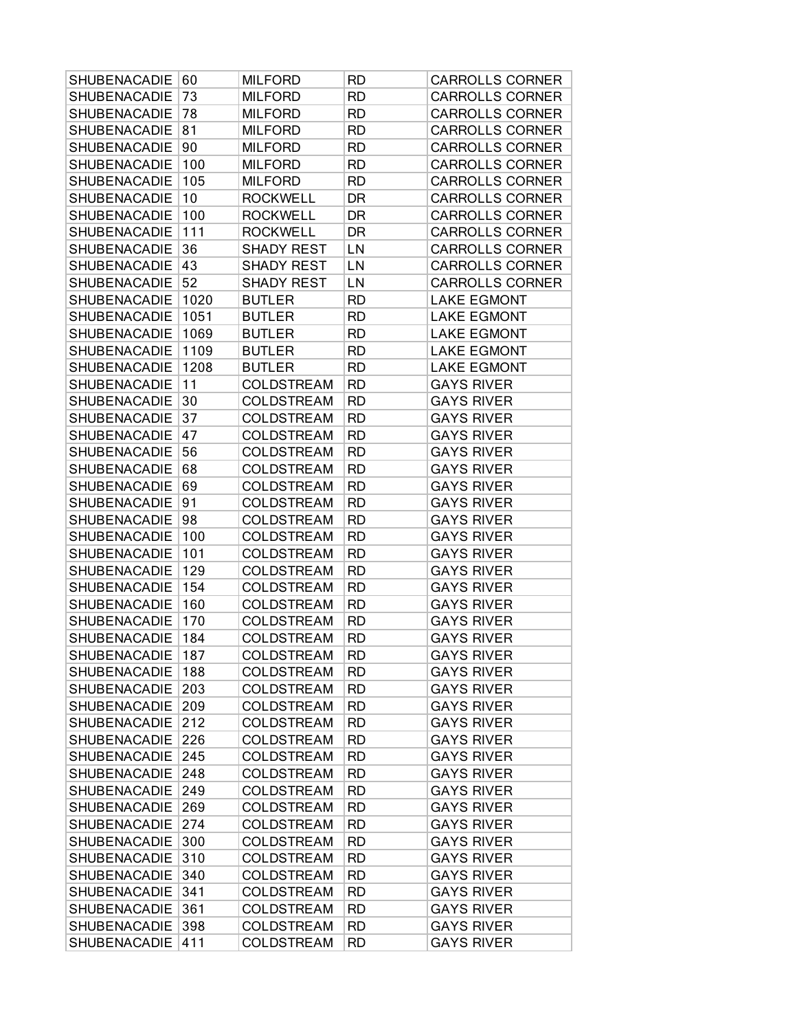| SHUBENACADIE | 60 | MILFORD | RD | CARROLLS CORNER |
|---|---|---|---|---|
| SHUBENACADIE | 73 | MILFORD | RD | CARROLLS CORNER |
| SHUBENACADIE | 78 | MILFORD | RD | CARROLLS CORNER |
| SHUBENACADIE | 81 | MILFORD | RD | CARROLLS CORNER |
| SHUBENACADIE | 90 | MILFORD | RD | CARROLLS CORNER |
| SHUBENACADIE | 100 | MILFORD | RD | CARROLLS CORNER |
| SHUBENACADIE | 105 | MILFORD | RD | CARROLLS CORNER |
| SHUBENACADIE | 10 | ROCKWELL | DR | CARROLLS CORNER |
| SHUBENACADIE | 100 | ROCKWELL | DR | CARROLLS CORNER |
| SHUBENACADIE | 111 | ROCKWELL | DR | CARROLLS CORNER |
| SHUBENACADIE | 36 | SHADY REST | LN | CARROLLS CORNER |
| SHUBENACADIE | 43 | SHADY REST | LN | CARROLLS CORNER |
| SHUBENACADIE | 52 | SHADY REST | LN | CARROLLS CORNER |
| SHUBENACADIE | 1020 | BUTLER | RD | LAKE EGMONT |
| SHUBENACADIE | 1051 | BUTLER | RD | LAKE EGMONT |
| SHUBENACADIE | 1069 | BUTLER | RD | LAKE EGMONT |
| SHUBENACADIE | 1109 | BUTLER | RD | LAKE EGMONT |
| SHUBENACADIE | 1208 | BUTLER | RD | LAKE EGMONT |
| SHUBENACADIE | 11 | COLDSTREAM | RD | GAYS RIVER |
| SHUBENACADIE | 30 | COLDSTREAM | RD | GAYS RIVER |
| SHUBENACADIE | 37 | COLDSTREAM | RD | GAYS RIVER |
| SHUBENACADIE | 47 | COLDSTREAM | RD | GAYS RIVER |
| SHUBENACADIE | 56 | COLDSTREAM | RD | GAYS RIVER |
| SHUBENACADIE | 68 | COLDSTREAM | RD | GAYS RIVER |
| SHUBENACADIE | 69 | COLDSTREAM | RD | GAYS RIVER |
| SHUBENACADIE | 91 | COLDSTREAM | RD | GAYS RIVER |
| SHUBENACADIE | 98 | COLDSTREAM | RD | GAYS RIVER |
| SHUBENACADIE | 100 | COLDSTREAM | RD | GAYS RIVER |
| SHUBENACADIE | 101 | COLDSTREAM | RD | GAYS RIVER |
| SHUBENACADIE | 129 | COLDSTREAM | RD | GAYS RIVER |
| SHUBENACADIE | 154 | COLDSTREAM | RD | GAYS RIVER |
| SHUBENACADIE | 160 | COLDSTREAM | RD | GAYS RIVER |
| SHUBENACADIE | 170 | COLDSTREAM | RD | GAYS RIVER |
| SHUBENACADIE | 184 | COLDSTREAM | RD | GAYS RIVER |
| SHUBENACADIE | 187 | COLDSTREAM | RD | GAYS RIVER |
| SHUBENACADIE | 188 | COLDSTREAM | RD | GAYS RIVER |
| SHUBENACADIE | 203 | COLDSTREAM | RD | GAYS RIVER |
| SHUBENACADIE | 209 | COLDSTREAM | RD | GAYS RIVER |
| SHUBENACADIE | 212 | COLDSTREAM | RD | GAYS RIVER |
| SHUBENACADIE | 226 | COLDSTREAM | RD | GAYS RIVER |
| SHUBENACADIE | 245 | COLDSTREAM | RD | GAYS RIVER |
| SHUBENACADIE | 248 | COLDSTREAM | RD | GAYS RIVER |
| SHUBENACADIE | 249 | COLDSTREAM | RD | GAYS RIVER |
| SHUBENACADIE | 269 | COLDSTREAM | RD | GAYS RIVER |
| SHUBENACADIE | 274 | COLDSTREAM | RD | GAYS RIVER |
| SHUBENACADIE | 300 | COLDSTREAM | RD | GAYS RIVER |
| SHUBENACADIE | 310 | COLDSTREAM | RD | GAYS RIVER |
| SHUBENACADIE | 340 | COLDSTREAM | RD | GAYS RIVER |
| SHUBENACADIE | 341 | COLDSTREAM | RD | GAYS RIVER |
| SHUBENACADIE | 361 | COLDSTREAM | RD | GAYS RIVER |
| SHUBENACADIE | 398 | COLDSTREAM | RD | GAYS RIVER |
| SHUBENACADIE | 411 | COLDSTREAM | RD | GAYS RIVER |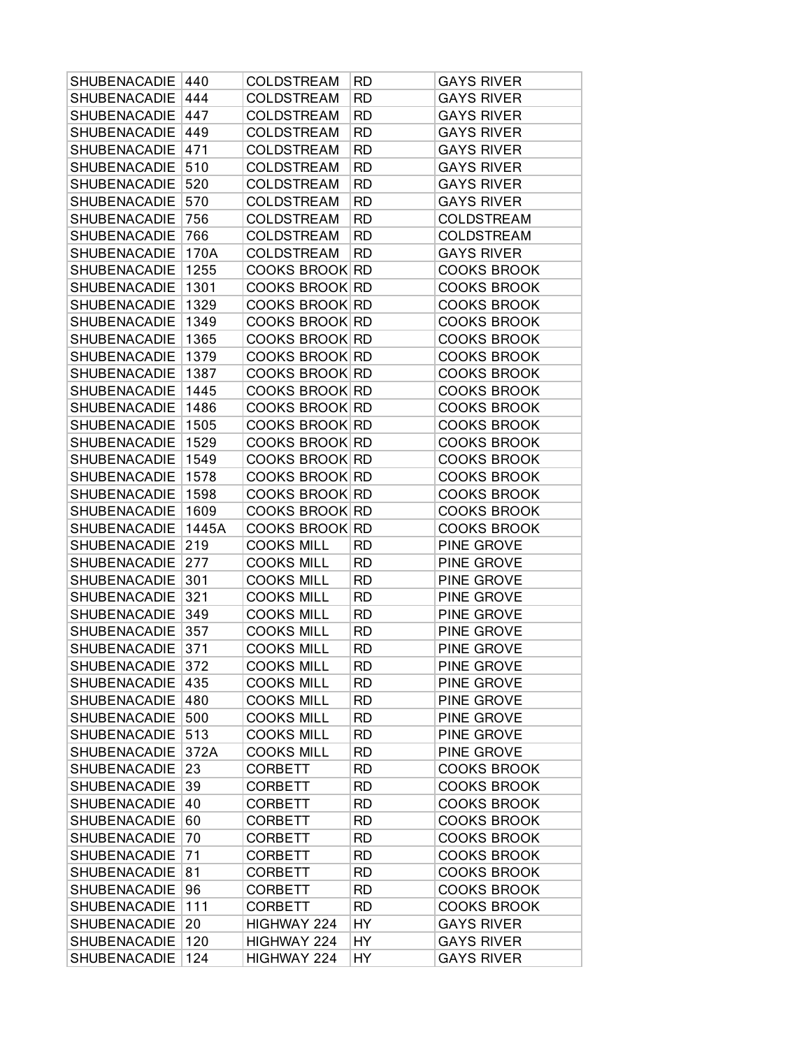| SHUBENACADIE | 440 | COLDSTREAM | RD | GAYS RIVER |
|---|---|---|---|---|
| SHUBENACADIE | 444 | COLDSTREAM | RD | GAYS RIVER |
| SHUBENACADIE | 447 | COLDSTREAM | RD | GAYS RIVER |
| SHUBENACADIE | 449 | COLDSTREAM | RD | GAYS RIVER |
| SHUBENACADIE | 471 | COLDSTREAM | RD | GAYS RIVER |
| SHUBENACADIE | 510 | COLDSTREAM | RD | GAYS RIVER |
| SHUBENACADIE | 520 | COLDSTREAM | RD | GAYS RIVER |
| SHUBENACADIE | 570 | COLDSTREAM | RD | GAYS RIVER |
| SHUBENACADIE | 756 | COLDSTREAM | RD | COLDSTREAM |
| SHUBENACADIE | 766 | COLDSTREAM | RD | COLDSTREAM |
| SHUBENACADIE | 170A | COLDSTREAM | RD | GAYS RIVER |
| SHUBENACADIE | 1255 | COOKS BROOK | RD | COOKS BROOK |
| SHUBENACADIE | 1301 | COOKS BROOK | RD | COOKS BROOK |
| SHUBENACADIE | 1329 | COOKS BROOK | RD | COOKS BROOK |
| SHUBENACADIE | 1349 | COOKS BROOK | RD | COOKS BROOK |
| SHUBENACADIE | 1365 | COOKS BROOK | RD | COOKS BROOK |
| SHUBENACADIE | 1379 | COOKS BROOK | RD | COOKS BROOK |
| SHUBENACADIE | 1387 | COOKS BROOK | RD | COOKS BROOK |
| SHUBENACADIE | 1445 | COOKS BROOK | RD | COOKS BROOK |
| SHUBENACADIE | 1486 | COOKS BROOK | RD | COOKS BROOK |
| SHUBENACADIE | 1505 | COOKS BROOK | RD | COOKS BROOK |
| SHUBENACADIE | 1529 | COOKS BROOK | RD | COOKS BROOK |
| SHUBENACADIE | 1549 | COOKS BROOK | RD | COOKS BROOK |
| SHUBENACADIE | 1578 | COOKS BROOK | RD | COOKS BROOK |
| SHUBENACADIE | 1598 | COOKS BROOK | RD | COOKS BROOK |
| SHUBENACADIE | 1609 | COOKS BROOK | RD | COOKS BROOK |
| SHUBENACADIE | 1445A | COOKS BROOK | RD | COOKS BROOK |
| SHUBENACADIE | 219 | COOKS MILL | RD | PINE GROVE |
| SHUBENACADIE | 277 | COOKS MILL | RD | PINE GROVE |
| SHUBENACADIE | 301 | COOKS MILL | RD | PINE GROVE |
| SHUBENACADIE | 321 | COOKS MILL | RD | PINE GROVE |
| SHUBENACADIE | 349 | COOKS MILL | RD | PINE GROVE |
| SHUBENACADIE | 357 | COOKS MILL | RD | PINE GROVE |
| SHUBENACADIE | 371 | COOKS MILL | RD | PINE GROVE |
| SHUBENACADIE | 372 | COOKS MILL | RD | PINE GROVE |
| SHUBENACADIE | 435 | COOKS MILL | RD | PINE GROVE |
| SHUBENACADIE | 480 | COOKS MILL | RD | PINE GROVE |
| SHUBENACADIE | 500 | COOKS MILL | RD | PINE GROVE |
| SHUBENACADIE | 513 | COOKS MILL | RD | PINE GROVE |
| SHUBENACADIE | 372A | COOKS MILL | RD | PINE GROVE |
| SHUBENACADIE | 23 | CORBETT | RD | COOKS BROOK |
| SHUBENACADIE | 39 | CORBETT | RD | COOKS BROOK |
| SHUBENACADIE | 40 | CORBETT | RD | COOKS BROOK |
| SHUBENACADIE | 60 | CORBETT | RD | COOKS BROOK |
| SHUBENACADIE | 70 | CORBETT | RD | COOKS BROOK |
| SHUBENACADIE | 71 | CORBETT | RD | COOKS BROOK |
| SHUBENACADIE | 81 | CORBETT | RD | COOKS BROOK |
| SHUBENACADIE | 96 | CORBETT | RD | COOKS BROOK |
| SHUBENACADIE | 111 | CORBETT | RD | COOKS BROOK |
| SHUBENACADIE | 20 | HIGHWAY 224 | HY | GAYS RIVER |
| SHUBENACADIE | 120 | HIGHWAY 224 | HY | GAYS RIVER |
| SHUBENACADIE | 124 | HIGHWAY 224 | HY | GAYS RIVER |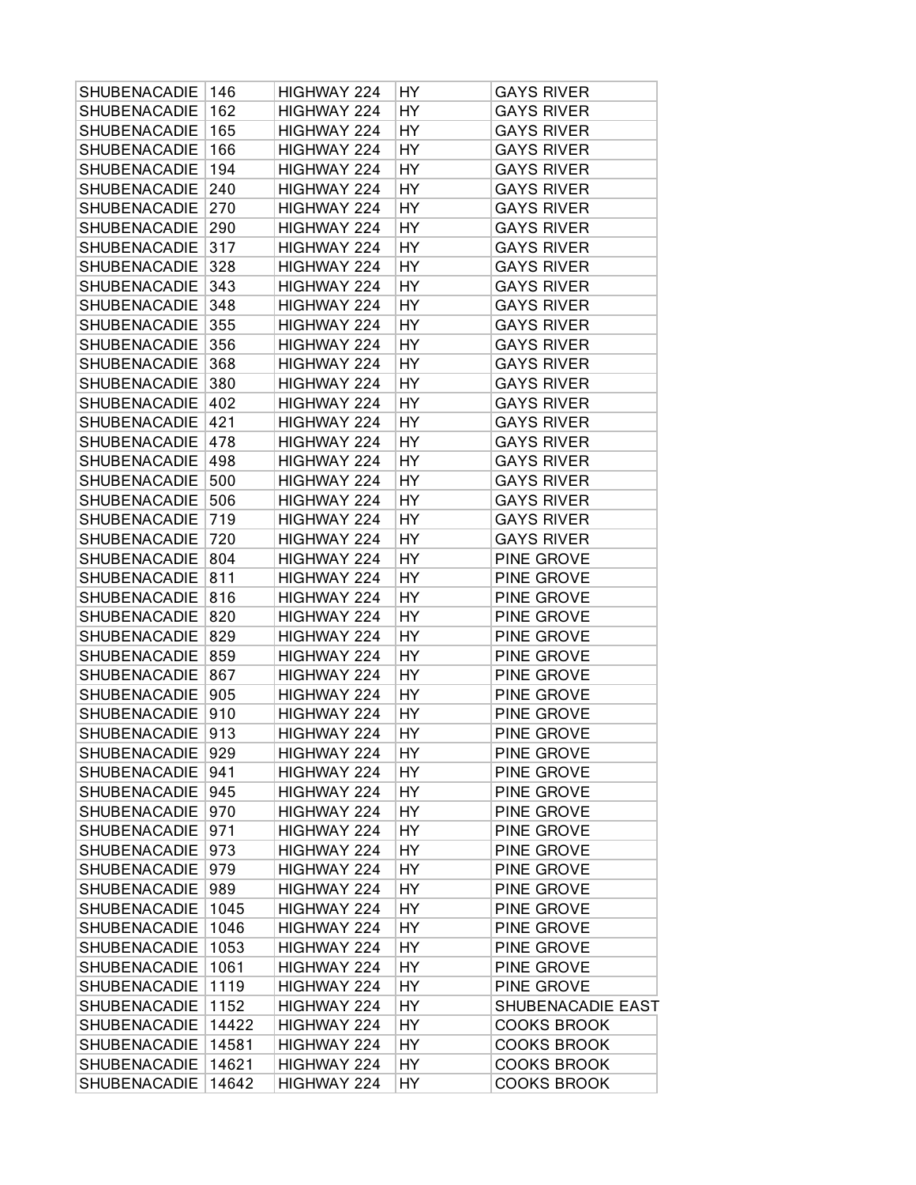| SHUBENACADIE | 146 | HIGHWAY 224 | HY | GAYS RIVER |
|---|---|---|---|---|
| SHUBENACADIE | 162 | HIGHWAY 224 | HY | GAYS RIVER |
| SHUBENACADIE | 165 | HIGHWAY 224 | HY | GAYS RIVER |
| SHUBENACADIE | 166 | HIGHWAY 224 | HY | GAYS RIVER |
| SHUBENACADIE | 194 | HIGHWAY 224 | HY | GAYS RIVER |
| SHUBENACADIE | 240 | HIGHWAY 224 | HY | GAYS RIVER |
| SHUBENACADIE | 270 | HIGHWAY 224 | HY | GAYS RIVER |
| SHUBENACADIE | 290 | HIGHWAY 224 | HY | GAYS RIVER |
| SHUBENACADIE | 317 | HIGHWAY 224 | HY | GAYS RIVER |
| SHUBENACADIE | 328 | HIGHWAY 224 | HY | GAYS RIVER |
| SHUBENACADIE | 343 | HIGHWAY 224 | HY | GAYS RIVER |
| SHUBENACADIE | 348 | HIGHWAY 224 | HY | GAYS RIVER |
| SHUBENACADIE | 355 | HIGHWAY 224 | HY | GAYS RIVER |
| SHUBENACADIE | 356 | HIGHWAY 224 | HY | GAYS RIVER |
| SHUBENACADIE | 368 | HIGHWAY 224 | HY | GAYS RIVER |
| SHUBENACADIE | 380 | HIGHWAY 224 | HY | GAYS RIVER |
| SHUBENACADIE | 402 | HIGHWAY 224 | HY | GAYS RIVER |
| SHUBENACADIE | 421 | HIGHWAY 224 | HY | GAYS RIVER |
| SHUBENACADIE | 478 | HIGHWAY 224 | HY | GAYS RIVER |
| SHUBENACADIE | 498 | HIGHWAY 224 | HY | GAYS RIVER |
| SHUBENACADIE | 500 | HIGHWAY 224 | HY | GAYS RIVER |
| SHUBENACADIE | 506 | HIGHWAY 224 | HY | GAYS RIVER |
| SHUBENACADIE | 719 | HIGHWAY 224 | HY | GAYS RIVER |
| SHUBENACADIE | 720 | HIGHWAY 224 | HY | GAYS RIVER |
| SHUBENACADIE | 804 | HIGHWAY 224 | HY | PINE GROVE |
| SHUBENACADIE | 811 | HIGHWAY 224 | HY | PINE GROVE |
| SHUBENACADIE | 816 | HIGHWAY 224 | HY | PINE GROVE |
| SHUBENACADIE | 820 | HIGHWAY 224 | HY | PINE GROVE |
| SHUBENACADIE | 829 | HIGHWAY 224 | HY | PINE GROVE |
| SHUBENACADIE | 859 | HIGHWAY 224 | HY | PINE GROVE |
| SHUBENACADIE | 867 | HIGHWAY 224 | HY | PINE GROVE |
| SHUBENACADIE | 905 | HIGHWAY 224 | HY | PINE GROVE |
| SHUBENACADIE | 910 | HIGHWAY 224 | HY | PINE GROVE |
| SHUBENACADIE | 913 | HIGHWAY 224 | HY | PINE GROVE |
| SHUBENACADIE | 929 | HIGHWAY 224 | HY | PINE GROVE |
| SHUBENACADIE | 941 | HIGHWAY 224 | HY | PINE GROVE |
| SHUBENACADIE | 945 | HIGHWAY 224 | HY | PINE GROVE |
| SHUBENACADIE | 970 | HIGHWAY 224 | HY | PINE GROVE |
| SHUBENACADIE | 971 | HIGHWAY 224 | HY | PINE GROVE |
| SHUBENACADIE | 973 | HIGHWAY 224 | HY | PINE GROVE |
| SHUBENACADIE | 979 | HIGHWAY 224 | HY | PINE GROVE |
| SHUBENACADIE | 989 | HIGHWAY 224 | HY | PINE GROVE |
| SHUBENACADIE | 1045 | HIGHWAY 224 | HY | PINE GROVE |
| SHUBENACADIE | 1046 | HIGHWAY 224 | HY | PINE GROVE |
| SHUBENACADIE | 1053 | HIGHWAY 224 | HY | PINE GROVE |
| SHUBENACADIE | 1061 | HIGHWAY 224 | HY | PINE GROVE |
| SHUBENACADIE | 1119 | HIGHWAY 224 | HY | PINE GROVE |
| SHUBENACADIE | 1152 | HIGHWAY 224 | HY | SHUBENACADIE EAST |
| SHUBENACADIE | 14422 | HIGHWAY 224 | HY | COOKS BROOK |
| SHUBENACADIE | 14581 | HIGHWAY 224 | HY | COOKS BROOK |
| SHUBENACADIE | 14621 | HIGHWAY 224 | HY | COOKS BROOK |
| SHUBENACADIE | 14642 | HIGHWAY 224 | HY | COOKS BROOK |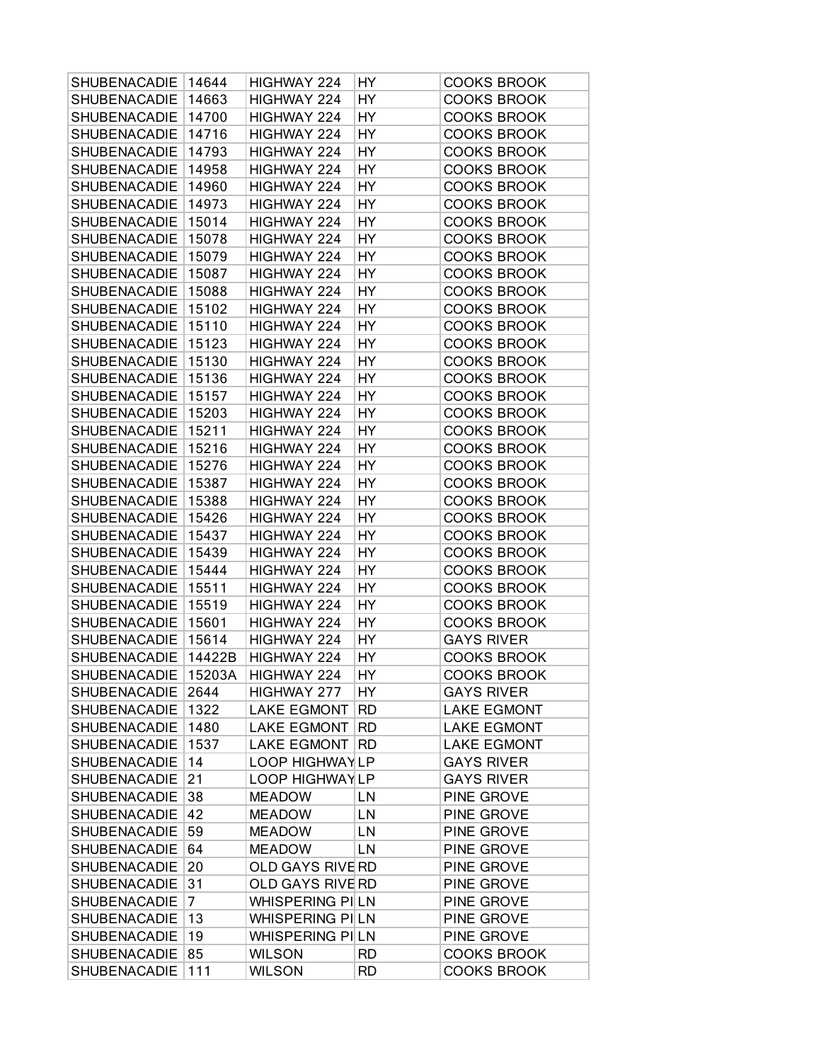| | | | | |
|---|---|---|---|---|
| SHUBENACADIE | 14644 | HIGHWAY 224 | HY | COOKS BROOK |
| SHUBENACADIE | 14663 | HIGHWAY 224 | HY | COOKS BROOK |
| SHUBENACADIE | 14700 | HIGHWAY 224 | HY | COOKS BROOK |
| SHUBENACADIE | 14716 | HIGHWAY 224 | HY | COOKS BROOK |
| SHUBENACADIE | 14793 | HIGHWAY 224 | HY | COOKS BROOK |
| SHUBENACADIE | 14958 | HIGHWAY 224 | HY | COOKS BROOK |
| SHUBENACADIE | 14960 | HIGHWAY 224 | HY | COOKS BROOK |
| SHUBENACADIE | 14973 | HIGHWAY 224 | HY | COOKS BROOK |
| SHUBENACADIE | 15014 | HIGHWAY 224 | HY | COOKS BROOK |
| SHUBENACADIE | 15078 | HIGHWAY 224 | HY | COOKS BROOK |
| SHUBENACADIE | 15079 | HIGHWAY 224 | HY | COOKS BROOK |
| SHUBENACADIE | 15087 | HIGHWAY 224 | HY | COOKS BROOK |
| SHUBENACADIE | 15088 | HIGHWAY 224 | HY | COOKS BROOK |
| SHUBENACADIE | 15102 | HIGHWAY 224 | HY | COOKS BROOK |
| SHUBENACADIE | 15110 | HIGHWAY 224 | HY | COOKS BROOK |
| SHUBENACADIE | 15123 | HIGHWAY 224 | HY | COOKS BROOK |
| SHUBENACADIE | 15130 | HIGHWAY 224 | HY | COOKS BROOK |
| SHUBENACADIE | 15136 | HIGHWAY 224 | HY | COOKS BROOK |
| SHUBENACADIE | 15157 | HIGHWAY 224 | HY | COOKS BROOK |
| SHUBENACADIE | 15203 | HIGHWAY 224 | HY | COOKS BROOK |
| SHUBENACADIE | 15211 | HIGHWAY 224 | HY | COOKS BROOK |
| SHUBENACADIE | 15216 | HIGHWAY 224 | HY | COOKS BROOK |
| SHUBENACADIE | 15276 | HIGHWAY 224 | HY | COOKS BROOK |
| SHUBENACADIE | 15387 | HIGHWAY 224 | HY | COOKS BROOK |
| SHUBENACADIE | 15388 | HIGHWAY 224 | HY | COOKS BROOK |
| SHUBENACADIE | 15426 | HIGHWAY 224 | HY | COOKS BROOK |
| SHUBENACADIE | 15437 | HIGHWAY 224 | HY | COOKS BROOK |
| SHUBENACADIE | 15439 | HIGHWAY 224 | HY | COOKS BROOK |
| SHUBENACADIE | 15444 | HIGHWAY 224 | HY | COOKS BROOK |
| SHUBENACADIE | 15511 | HIGHWAY 224 | HY | COOKS BROOK |
| SHUBENACADIE | 15519 | HIGHWAY 224 | HY | COOKS BROOK |
| SHUBENACADIE | 15601 | HIGHWAY 224 | HY | COOKS BROOK |
| SHUBENACADIE | 15614 | HIGHWAY 224 | HY | GAYS RIVER |
| SHUBENACADIE | 14422B | HIGHWAY 224 | HY | COOKS BROOK |
| SHUBENACADIE | 15203A | HIGHWAY 224 | HY | COOKS BROOK |
| SHUBENACADIE | 2644 | HIGHWAY 277 | HY | GAYS RIVER |
| SHUBENACADIE | 1322 | LAKE EGMONT | RD | LAKE EGMONT |
| SHUBENACADIE | 1480 | LAKE EGMONT | RD | LAKE EGMONT |
| SHUBENACADIE | 1537 | LAKE EGMONT | RD | LAKE EGMONT |
| SHUBENACADIE | 14 | LOOP HIGHWAY | LP | GAYS RIVER |
| SHUBENACADIE | 21 | LOOP HIGHWAY | LP | GAYS RIVER |
| SHUBENACADIE | 38 | MEADOW | LN | PINE GROVE |
| SHUBENACADIE | 42 | MEADOW | LN | PINE GROVE |
| SHUBENACADIE | 59 | MEADOW | LN | PINE GROVE |
| SHUBENACADIE | 64 | MEADOW | LN | PINE GROVE |
| SHUBENACADIE | 20 | OLD GAYS RIVE | RD | PINE GROVE |
| SHUBENACADIE | 31 | OLD GAYS RIVE | RD | PINE GROVE |
| SHUBENACADIE | 7 | WHISPERING PI | LN | PINE GROVE |
| SHUBENACADIE | 13 | WHISPERING PI | LN | PINE GROVE |
| SHUBENACADIE | 19 | WHISPERING PI | LN | PINE GROVE |
| SHUBENACADIE | 85 | WILSON | RD | COOKS BROOK |
| SHUBENACADIE | 111 | WILSON | RD | COOKS BROOK |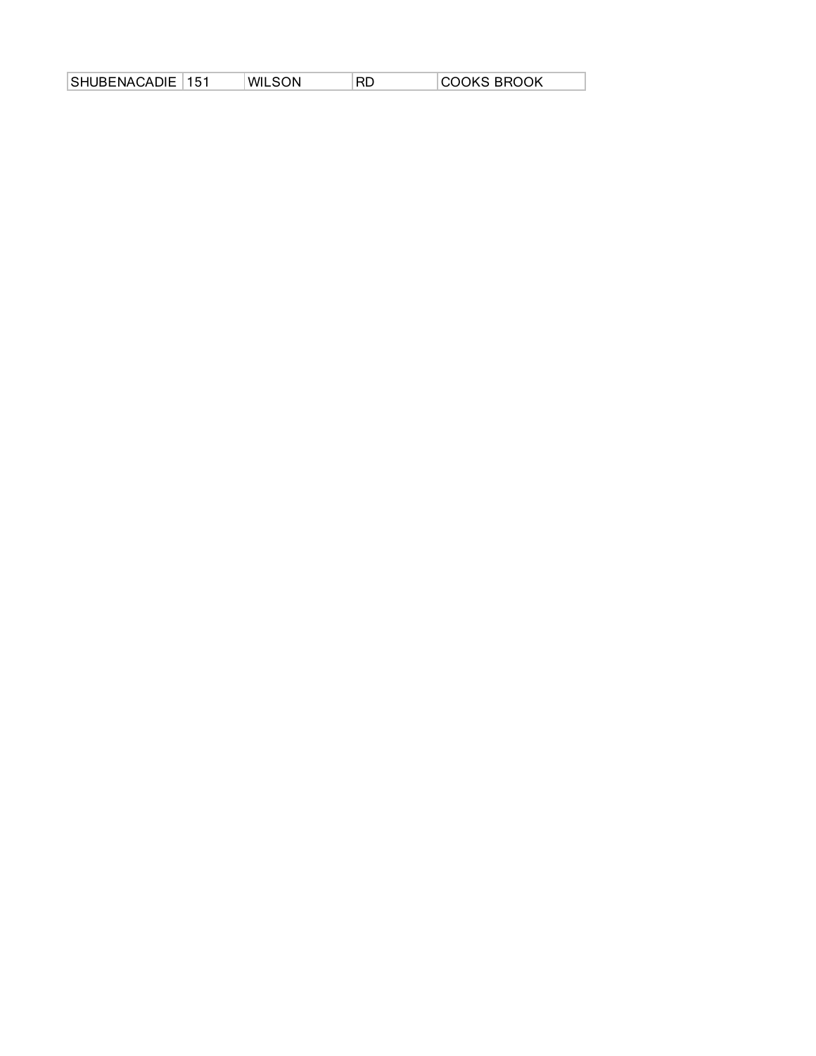| | | | | |
|---|---|---|---|---|
| SHUBENACADIE | 151 | WILSON | RD | COOKS BROOK |